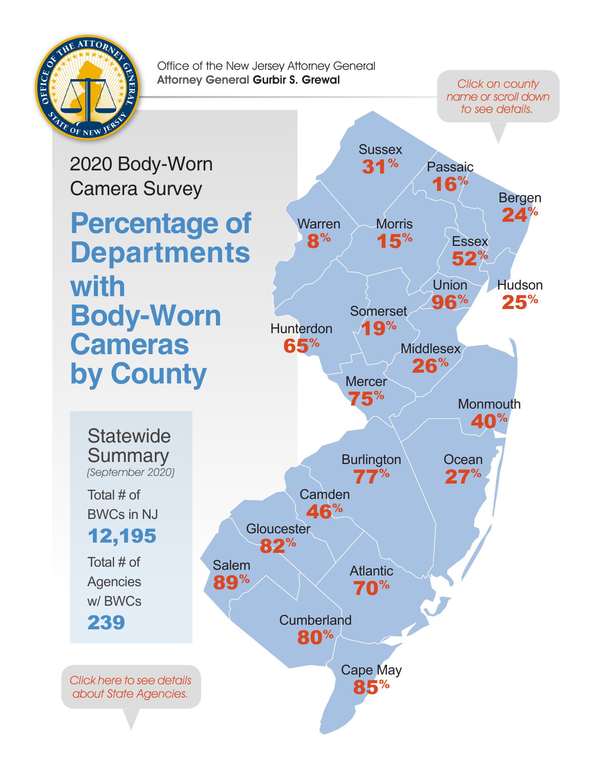Office of the New Jersey Attorney General
**Attorney General Gurbir S. Grewal**

*Click on county name or scroll down to see details.*

## 2020 Body-Worn Camera Survey

# Percentage of Departments with Body-Worn Cameras by County

| County | Percentage |
|---|---|
| Sussex | 31% |
| Passaic | 16% |
| Bergen | 24% |
| Warren | 8% |
| Morris | 15% |
| Essex | 52% |
| Union | 96% |
| Hudson | 25% |
| Somerset | 19% |
| Hunterdon | 65% |
| Middlesex | 26% |
| Mercer | 75% |
| Monmouth | 40% |
| Burlington | 77% |
| Ocean | 27% |
| Camden | 46% |
| Gloucester | 82% |
| Salem | 89% |
| Atlantic | 70% |
| Cumberland | 80% |
| Cape May | 85% |

### Statewide Summary

*(September 2020)*

Total # of BWCs in NJ
**12,195**

Total # of Agencies w/ BWCs
**239**

*Click here to see details about State Agencies.*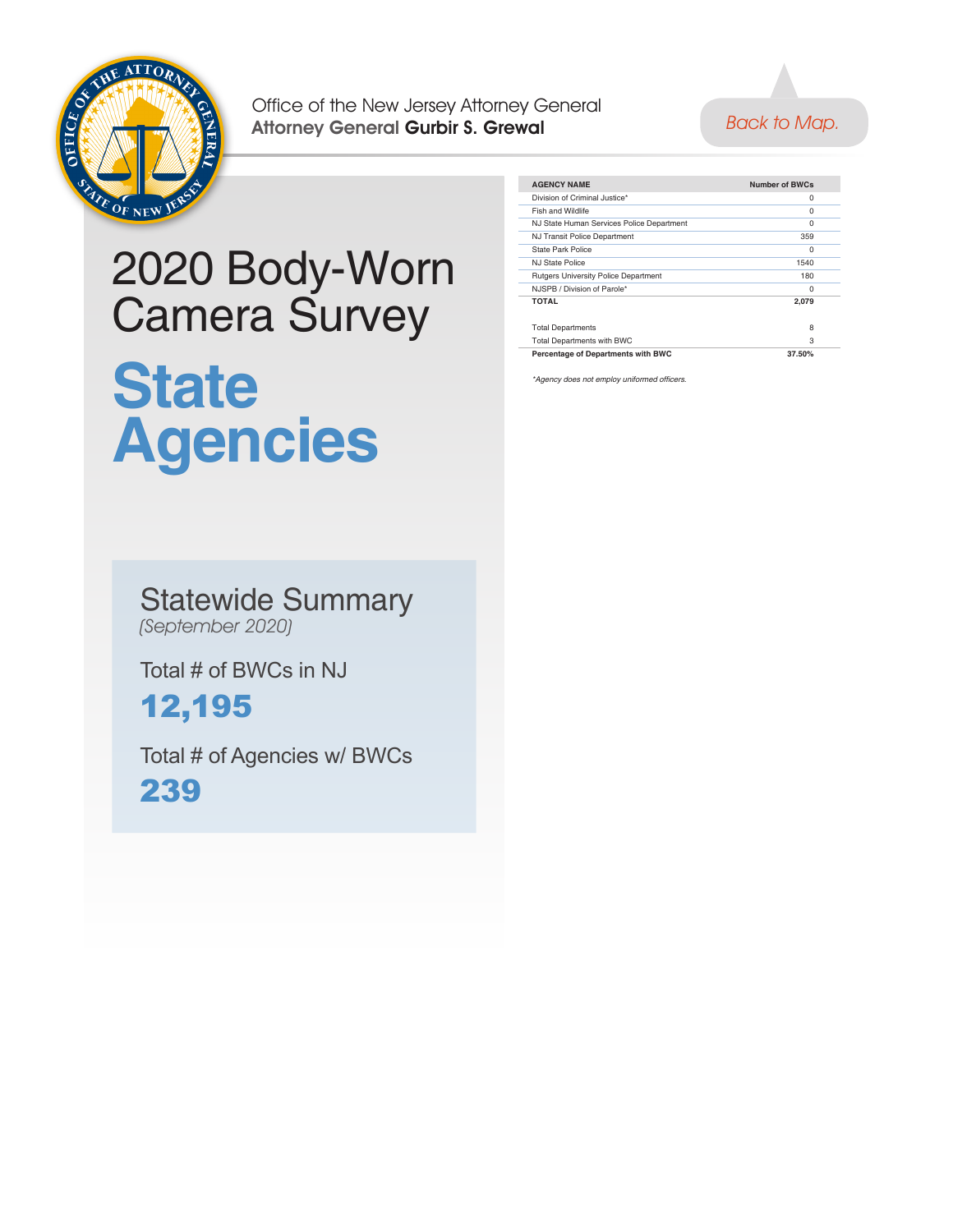Office of the New Jersey Attorney General
**Attorney General Gurbir S. Grewal**

Back to Map.

# 2020 Body-Worn Camera Survey

# State Agencies

## Statewide Summary
*(September 2020)*

Total # of BWCs in NJ

**12,195**

Total # of Agencies w/ BWCs

**239**

| AGENCY NAME | Number of BWCs |
|---|---|
| Division of Criminal Justice* | 0 |
| Fish and Wildlife | 0 |
| NJ State Human Services Police Department | 0 |
| NJ Transit Police Department | 359 |
| State Park Police | 0 |
| NJ State Police | 1540 |
| Rutgers University Police Department | 180 |
| NJSPB / Division of Parole* | 0 |
| **TOTAL** | **2,079** |
| | |
| Total Departments | 8 |
| Total Departments with BWC | 3 |
| **Percentage of Departments with BWC** | **37.50%** |

*\*Agency does not employ uniformed officers.*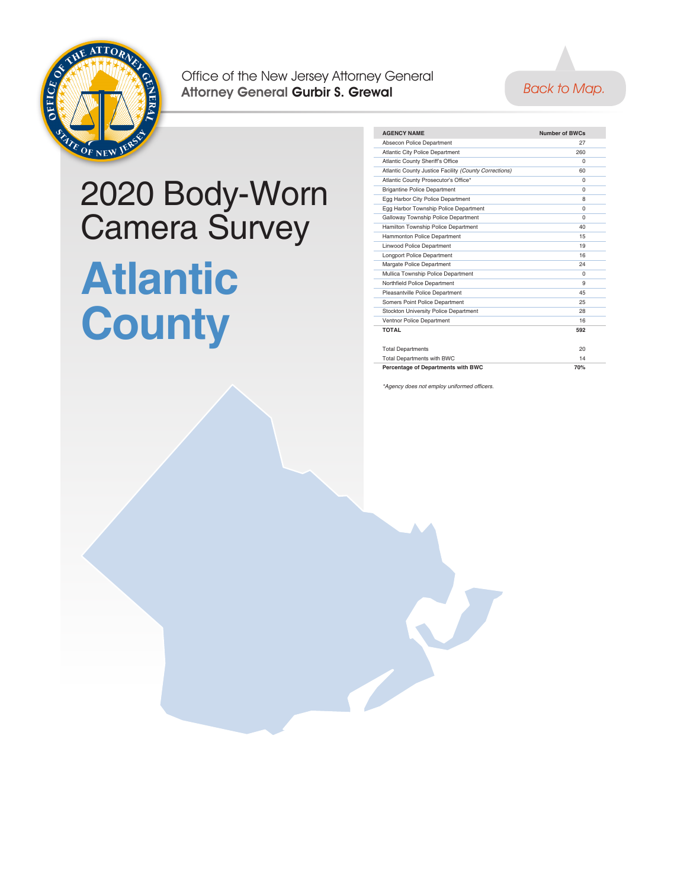Office of the New Jersey Attorney General
**Attorney General Gurbir S. Grewal**

Back to Map.

# 2020 Body-Worn Camera Survey

# Atlantic County

| AGENCY NAME | Number of BWCs |
|---|---|
| Absecon Police Department | 27 |
| Atlantic City Police Department | 260 |
| Atlantic County Sheriff's Office | 0 |
| Atlantic County Justice Facility *(County Corrections)* | 60 |
| Atlantic County Prosecutor's Office* | 0 |
| Brigantine Police Department | 0 |
| Egg Harbor City Police Department | 8 |
| Egg Harbor Township Police Department | 0 |
| Galloway Township Police Department | 0 |
| Hamilton Township Police Department | 40 |
| Hammonton Police Department | 15 |
| Linwood Police Department | 19 |
| Longport Police Department | 16 |
| Margate Police Department | 24 |
| Mullica Township Police Department | 0 |
| Northfield Police Department | 9 |
| Pleasantville Police Department | 45 |
| Somers Point Police Department | 25 |
| Stockton University Police Department | 28 |
| Ventnor Police Department | 16 |
| **TOTAL** | **592** |

| | |
|---|---|
| Total Departments | 20 |
| Total Departments with BWC | 14 |
| **Percentage of Departments with BWC** | **70%** |

*\*Agency does not employ uniformed officers.*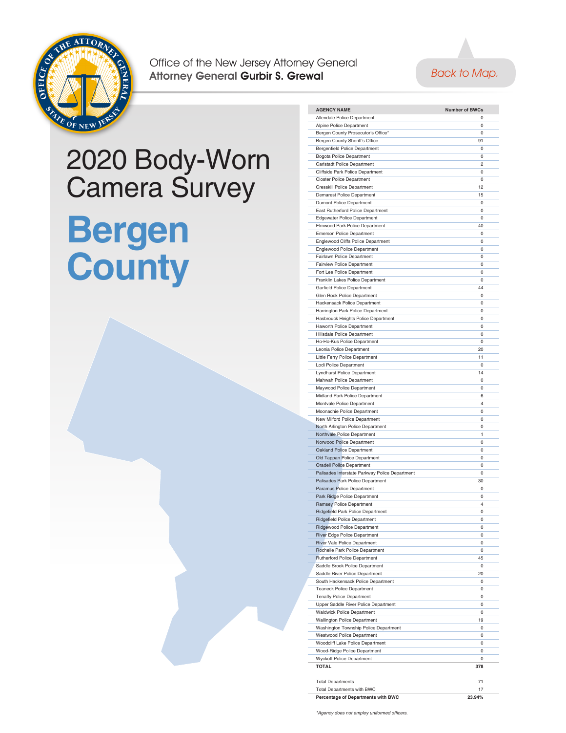Office of the New Jersey Attorney General
**Attorney General Gurbir S. Grewal**

Back to Map.

# 2020 Body-Worn Camera Survey

# Bergen County

| AGENCY NAME | Number of BWCs |
|---|---|
| Allendale Police Department | 0 |
| Alpine Police Department | 0 |
| Bergen County Prosecutor's Office* | 0 |
| Bergen County Sheriff's Office | 91 |
| Bergenfield Police Department | 0 |
| Bogota Police Department | 0 |
| Carlstadt Police Department | 2 |
| Cliffside Park Police Department | 0 |
| Closter Police Department | 0 |
| Cresskill Police Department | 12 |
| Demarest Police Department | 15 |
| Dumont Police Department | 0 |
| East Rutherford Police Department | 0 |
| Edgewater Police Department | 0 |
| Elmwood Park Police Department | 40 |
| Emerson Police Department | 0 |
| Englewood Cliffs Police Department | 0 |
| Englewood Police Department | 0 |
| Fairlawn Police Department | 0 |
| Fairview Police Department | 0 |
| Fort Lee Police Department | 0 |
| Franklin Lakes Police Department | 0 |
| Garfield Police Department | 44 |
| Glen Rock Police Department | 0 |
| Hackensack Police Department | 0 |
| Harrington Park Police Department | 0 |
| Hasbrouck Heights Police Department | 0 |
| Haworth Police Department | 0 |
| Hillsdale Police Department | 0 |
| Ho-Ho-Kus Police Department | 0 |
| Leonia Police Department | 20 |
| Little Ferry Police Department | 11 |
| Lodi Police Department | 0 |
| Lyndhurst Police Department | 14 |
| Mahwah Police Department | 0 |
| Maywood Police Department | 0 |
| Midland Park Police Department | 6 |
| Montvale Police Department | 4 |
| Moonachie Police Department | 0 |
| New Milford Police Department | 0 |
| North Arlington Police Department | 0 |
| Northvale Police Department | 1 |
| Norwood Police Department | 0 |
| Oakland Police Department | 0 |
| Old Tappan Police Department | 0 |
| Oradell Police Department | 0 |
| Palisades Interstate Parkway Police Department | 0 |
| Palisades Park Police Department | 30 |
| Paramus Police Department | 0 |
| Park Ridge Police Department | 0 |
| Ramsey Police Department | 4 |
| Ridgefield Park Police Department | 0 |
| Ridgefield Police Department | 0 |
| Ridgewood Police Department | 0 |
| River Edge Police Department | 0 |
| River Vale Police Department | 0 |
| Rochelle Park Police Department | 0 |
| Rutherford Police Department | 45 |
| Saddle Brook Police Department | 0 |
| Saddle River Police Department | 20 |
| South Hackensack Police Department | 0 |
| Teaneck Police Department | 0 |
| Tenafly Police Department | 0 |
| Upper Saddle River Police Department | 0 |
| Waldwick Police Department | 0 |
| Wallington Police Department | 19 |
| Washington Township Police Department | 0 |
| Westwood Police Department | 0 |
| Woodcliff Lake Police Department | 0 |
| Wood-Ridge Police Department | 0 |
| Wyckoff Police Department | 0 |
| **TOTAL** | **378** |

| | |
|---|---|
| Total Departments | 71 |
| Total Departments with BWC | 17 |
| **Percentage of Departments with BWC** | **23.94%** |

*Agency does not employ uniformed officers.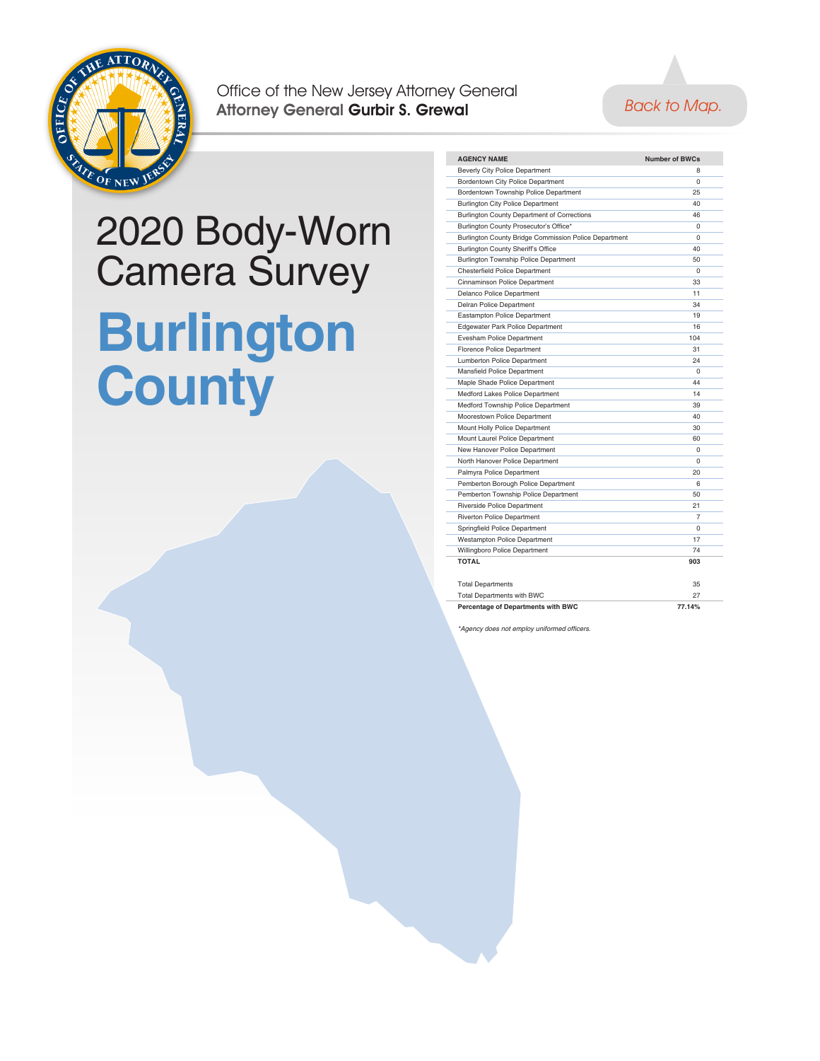Office of the New Jersey Attorney General
**Attorney General Gurbir S. Grewal**

Back to Map.

# 2020 Body-Worn Camera Survey

# Burlington County

| AGENCY NAME | Number of BWCs |
|---|---|
| Beverly City Police Department | 8 |
| Bordentown City Police Department | 0 |
| Bordentown Township Police Department | 25 |
| Burlington City Police Department | 40 |
| Burlington County Department of Corrections | 46 |
| Burlington County Prosecutor's Office* | 0 |
| Burlington County Bridge Commission Police Department | 0 |
| Burlington County Sheriff's Office | 40 |
| Burlington Township Police Department | 50 |
| Chesterfield Police Department | 0 |
| Cinnaminson Police Department | 33 |
| Delanco Police Department | 11 |
| Delran Police Department | 34 |
| Eastampton Police Department | 19 |
| Edgewater Park Police Department | 16 |
| Evesham Police Department | 104 |
| Florence Police Department | 31 |
| Lumberton Police Department | 24 |
| Mansfield Police Department | 0 |
| Maple Shade Police Department | 44 |
| Medford Lakes Police Department | 14 |
| Medford Township Police Department | 39 |
| Moorestown Police Department | 40 |
| Mount Holly Police Department | 30 |
| Mount Laurel Police Department | 60 |
| New Hanover Police Department | 0 |
| North Hanover Police Department | 0 |
| Palmyra Police Department | 20 |
| Pemberton Borough Police Department | 6 |
| Pemberton Township Police Department | 50 |
| Riverside Police Department | 21 |
| Riverton Police Department | 7 |
| Springfield Police Department | 0 |
| Westampton Police Department | 17 |
| Willingboro Police Department | 74 |
| **TOTAL** | **903** |
| | |
| Total Departments | 35 |
| Total Departments with BWC | 27 |
| **Percentage of Departments with BWC** | **77.14%** |

*\*Agency does not employ uniformed officers.*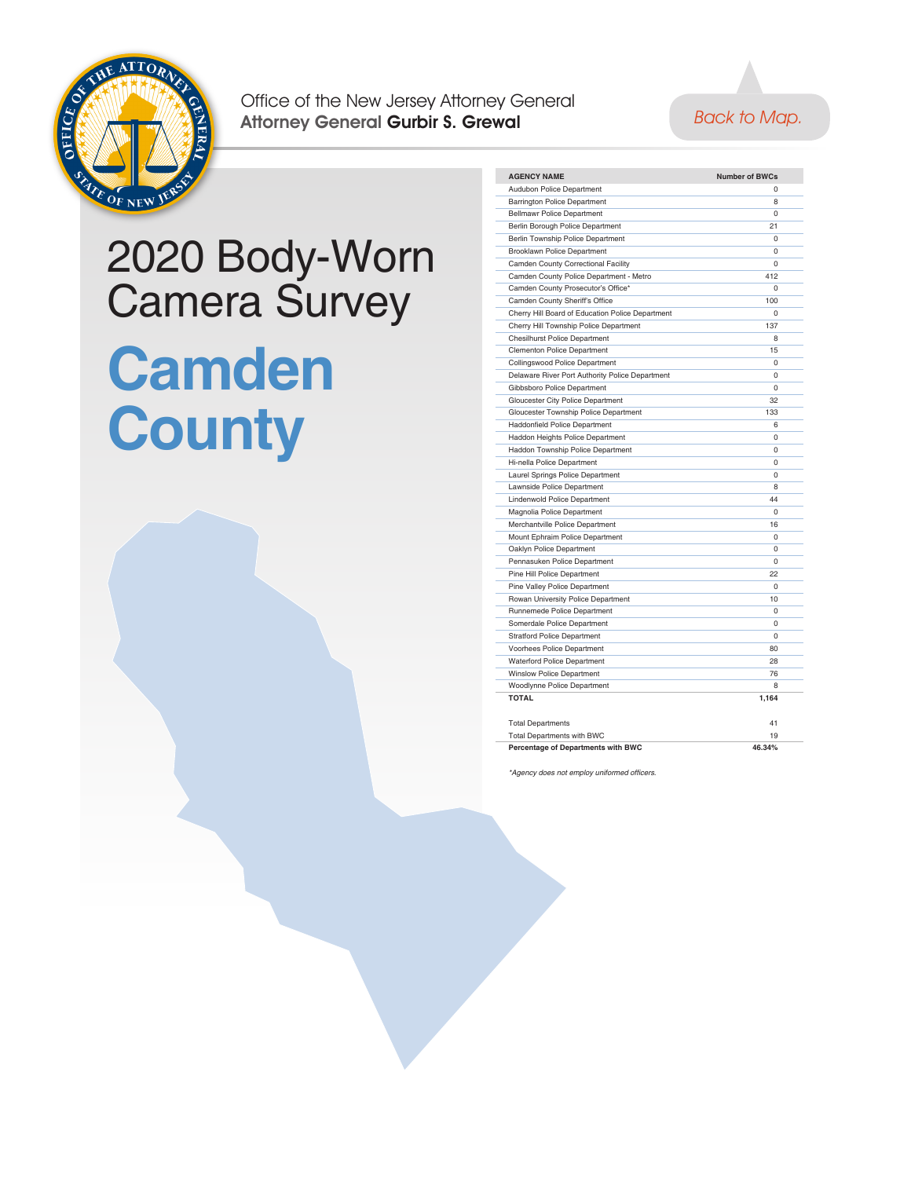Office of the New Jersey Attorney General
**Attorney General Gurbir S. Grewal**

Back to Map.

# 2020 Body-Worn Camera Survey

# Camden County

| AGENCY NAME | Number of BWCs |
|---|---|
| Audubon Police Department | 0 |
| Barrington Police Department | 8 |
| Bellmawr Police Department | 0 |
| Berlin Borough Police Department | 21 |
| Berlin Township Police Department | 0 |
| Brooklawn Police Department | 0 |
| Camden County Correctional Facility | 0 |
| Camden County Police Department - Metro | 412 |
| Camden County Prosecutor's Office* | 0 |
| Camden County Sheriff's Office | 100 |
| Cherry Hill Board of Education Police Department | 0 |
| Cherry Hill Township Police Department | 137 |
| Chesilhurst Police Department | 8 |
| Clementon Police Department | 15 |
| Collingswood Police Department | 0 |
| Delaware River Port Authority Police Department | 0 |
| Gibbsboro Police Department | 0 |
| Gloucester City Police Department | 32 |
| Gloucester Township Police Department | 133 |
| Haddonfield Police Department | 6 |
| Haddon Heights Police Department | 0 |
| Haddon Township Police Department | 0 |
| Hi-nella Police Department | 0 |
| Laurel Springs Police Department | 0 |
| Lawnside Police Department | 8 |
| Lindenwold Police Department | 44 |
| Magnolia Police Department | 0 |
| Merchantville Police Department | 16 |
| Mount Ephraim Police Department | 0 |
| Oaklyn Police Department | 0 |
| Pennasuken Police Department | 0 |
| Pine Hill Police Department | 22 |
| Pine Valley Police Department | 0 |
| Rowan University Police Department | 10 |
| Runnemede Police Department | 0 |
| Somerdale Police Department | 0 |
| Stratford Police Department | 0 |
| Voorhees Police Department | 80 |
| Waterford Police Department | 28 |
| Winslow Police Department | 76 |
| Woodlynne Police Department | 8 |
| **TOTAL** | **1,164** |

| | |
|---|---|
| Total Departments | 41 |
| Total Departments with BWC | 19 |
| **Percentage of Departments with BWC** | **46.34%** |

*\*Agency does not employ uniformed officers.*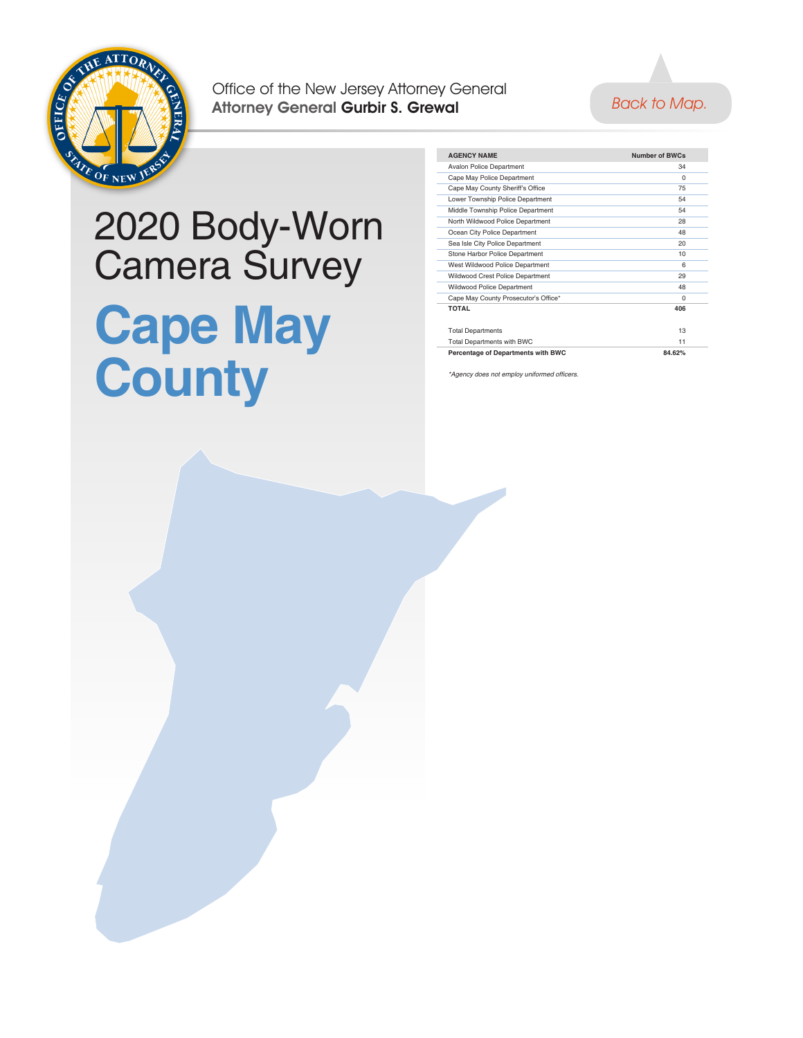Office of the New Jersey Attorney General
**Attorney General Gurbir S. Grewal**

Back to Map.

# 2020 Body-Worn Camera Survey

# Cape May County

| AGENCY NAME | Number of BWCs |
|---|---|
| Avalon Police Department | 34 |
| Cape May Police Department | 0 |
| Cape May County Sheriff's Office | 75 |
| Lower Township Police Department | 54 |
| Middle Township Police Department | 54 |
| North Wildwood Police Department | 28 |
| Ocean City Police Department | 48 |
| Sea Isle City Police Department | 20 |
| Stone Harbor Police Department | 10 |
| West Wildwood Police Department | 6 |
| Wildwood Crest Police Department | 29 |
| Wildwood Police Department | 48 |
| Cape May County Prosecutor's Office* | 0 |
| **TOTAL** | **406** |
| | |
| Total Departments | 13 |
| Total Departments with BWC | 11 |
| **Percentage of Departments with BWC** | **84.62%** |

*Agency does not employ uniformed officers.*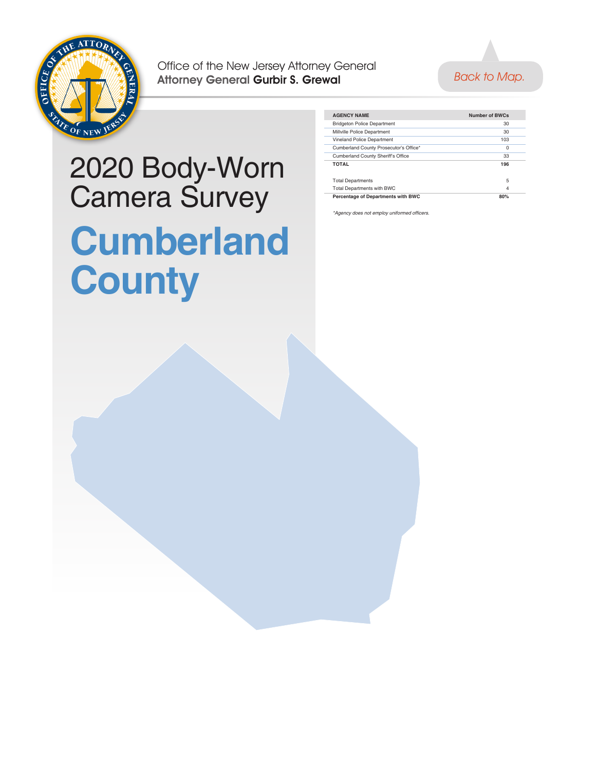Office of the New Jersey Attorney General
**Attorney General Gurbir S. Grewal**

Back to Map.

# 2020 Body-Worn Camera Survey

# Cumberland County

| AGENCY NAME | Number of BWCs |
|---|---|
| Bridgeton Police Department | 30 |
| Millville Police Department | 30 |
| Vineland Police Department | 103 |
| Cumberland County Prosecutor's Office* | 0 |
| Cumberland County Sheriff's Office | 33 |
| **TOTAL** | **196** |
| | |
| Total Departments | 5 |
| Total Departments with BWC | 4 |
| **Percentage of Departments with BWC** | **80%** |

*\*Agency does not employ uniformed officers.*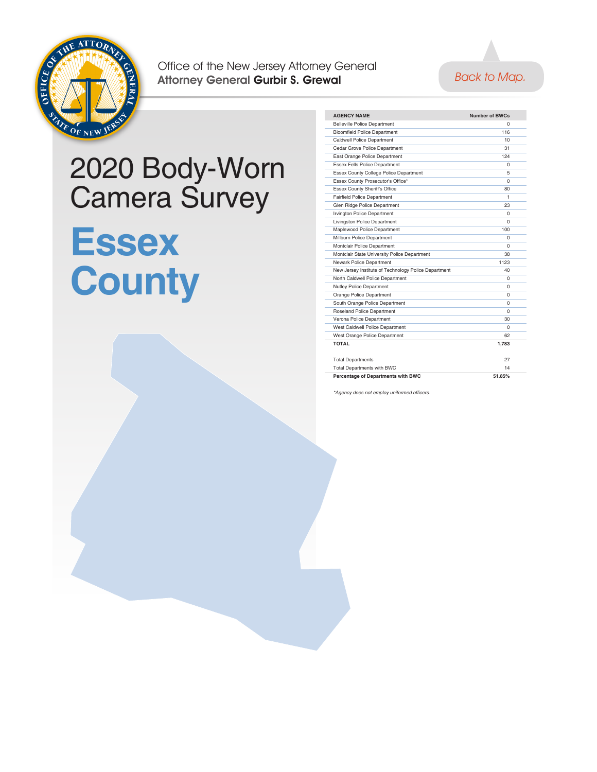Office of the New Jersey Attorney General
**Attorney General Gurbir S. Grewal**

Back to Map.

# 2020 Body-Worn Camera Survey

# Essex County

| AGENCY NAME | Number of BWCs |
|---|---|
| Belleville Police Department | 0 |
| Bloomfield Police Department | 116 |
| Caldwell Police Department | 10 |
| Cedar Grove Police Department | 31 |
| East Orange Police Department | 124 |
| Essex Fells Police Department | 0 |
| Essex County College Police Department | 5 |
| Essex County Prosecutor's Office* | 0 |
| Essex County Sheriff's Office | 80 |
| Fairfield Police Department | 1 |
| Glen Ridge Police Department | 23 |
| Irvington Police Department | 0 |
| Livingston Police Department | 0 |
| Maplewood Police Department | 100 |
| Millburn Police Department | 0 |
| Montclair Police Department | 0 |
| Montclair State University Police Department | 38 |
| Newark Police Department | 1123 |
| New Jersey Institute of Technology Police Department | 40 |
| North Caldwell Police Department | 0 |
| Nutley Police Department | 0 |
| Orange Police Department | 0 |
| South Orange Police Department | 0 |
| Roseland Police Department | 0 |
| Verona Police Department | 30 |
| West Caldwell Police Department | 0 |
| West Orange Police Department | 62 |
| **TOTAL** | **1,783** |

| | |
|---|---|
| Total Departments | 27 |
| Total Departments with BWC | 14 |
| **Percentage of Departments with BWC** | **51.85%** |

*\*Agency does not employ uniformed officers.*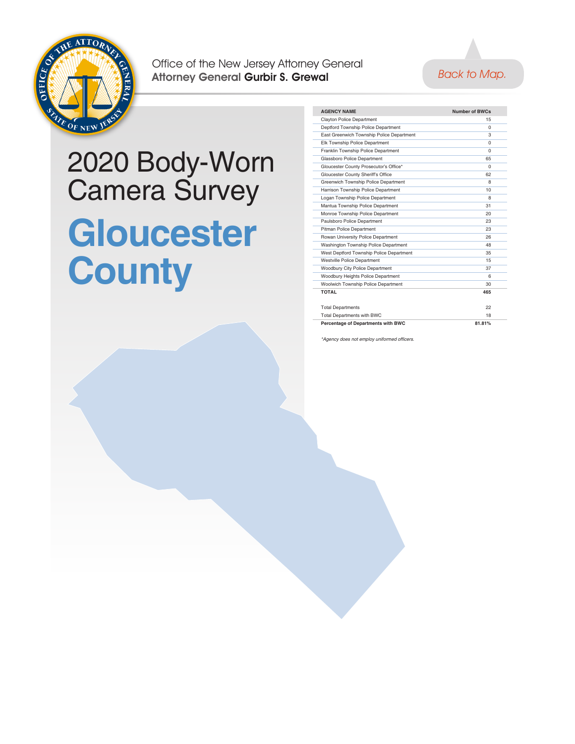Office of the New Jersey Attorney General
**Attorney General Gurbir S. Grewal**

*Back to Map.*

# 2020 Body-Worn Camera Survey

# Gloucester County

| AGENCY NAME | Number of BWCs |
|---|---|
| Clayton Police Department | 15 |
| Deptford Township Police Department | 0 |
| East Greenwich Township Police Department | 3 |
| Elk Township Police Department | 0 |
| Franklin Township Police Department | 0 |
| Glassboro Police Department | 65 |
| Gloucester County Prosecutor's Office* | 0 |
| Gloucester County Sheriff's Office | 62 |
| Greenwich Township Police Department | 8 |
| Harrison Township Police Department | 10 |
| Logan Township Police Department | 8 |
| Mantua Township Police Department | 31 |
| Monroe Township Police Department | 20 |
| Paulsboro Police Department | 23 |
| Pitman Police Department | 23 |
| Rowan University Police Department | 26 |
| Washington Township Police Department | 48 |
| West Deptford Township Police Department | 35 |
| Westville Police Department | 15 |
| Woodbury City Police Department | 37 |
| Woodbury Heights Police Department | 6 |
| Woolwich Township Police Department | 30 |
| **TOTAL** | **465** |

| | |
|---|---|
| Total Departments | 22 |
| Total Departments with BWC | 18 |
| **Percentage of Departments with BWC** | **81.81%** |

*\*Agency does not employ uniformed officers.*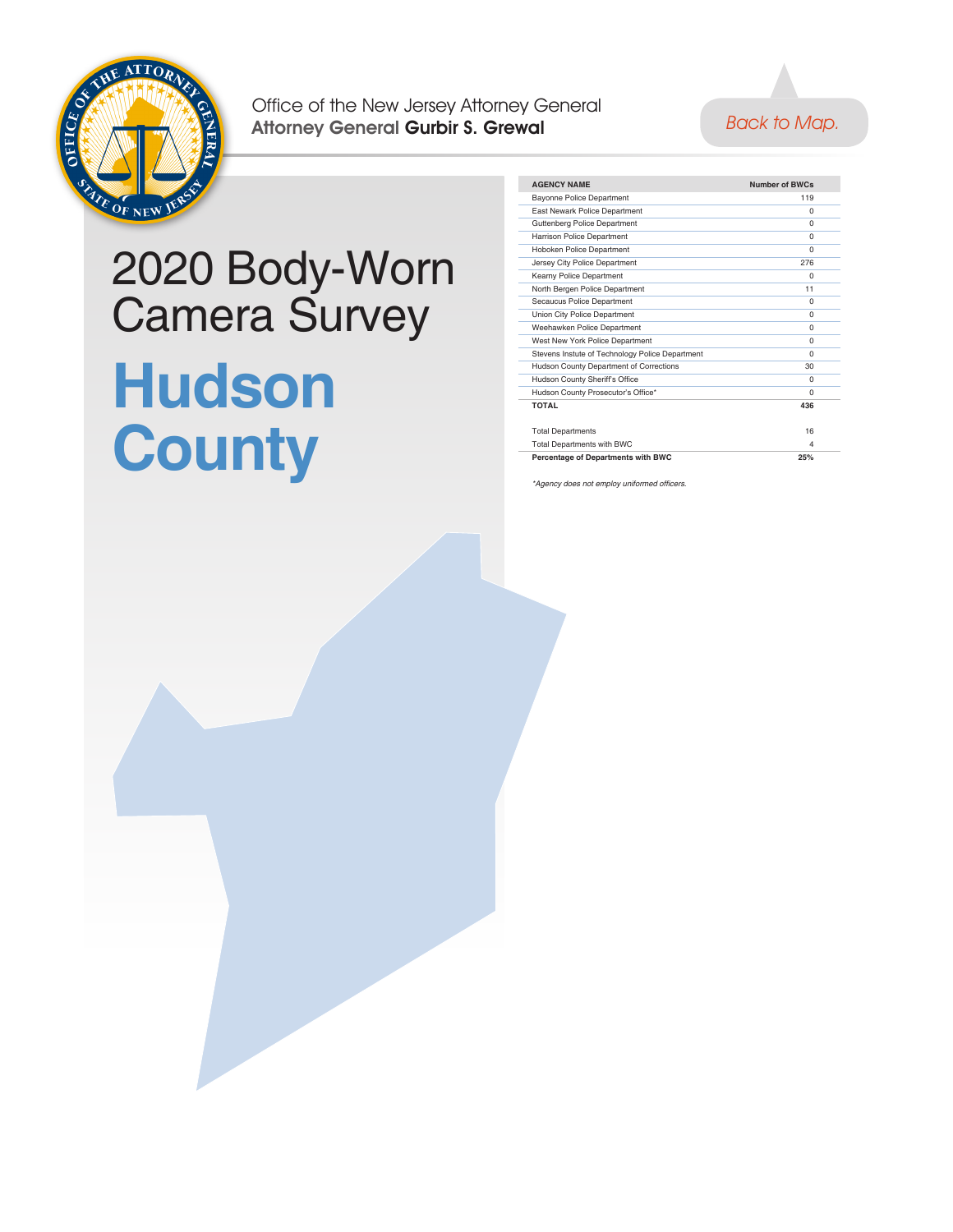Office of the New Jersey Attorney General
**Attorney General Gurbir S. Grewal**

Back to Map.

# 2020 Body-Worn Camera Survey

# Hudson County

| AGENCY NAME | Number of BWCs |
|---|---|
| Bayonne Police Department | 119 |
| East Newark Police Department | 0 |
| Guttenberg Police Department | 0 |
| Harrison Police Department | 0 |
| Hoboken Police Department | 0 |
| Jersey City Police Department | 276 |
| Kearny Police Department | 0 |
| North Bergen Police Department | 11 |
| Secaucus Police Department | 0 |
| Union City Police Department | 0 |
| Weehawken Police Department | 0 |
| West New York Police Department | 0 |
| Stevens Instute of Technology Police Department | 0 |
| Hudson County Department of Corrections | 30 |
| Hudson County Sheriff's Office | 0 |
| Hudson County Prosecutor's Office* | 0 |
| **TOTAL** | **436** |
| | |
| Total Departments | 16 |
| Total Departments with BWC | 4 |
| **Percentage of Departments with BWC** | **25%** |

*\*Agency does not employ uniformed officers.*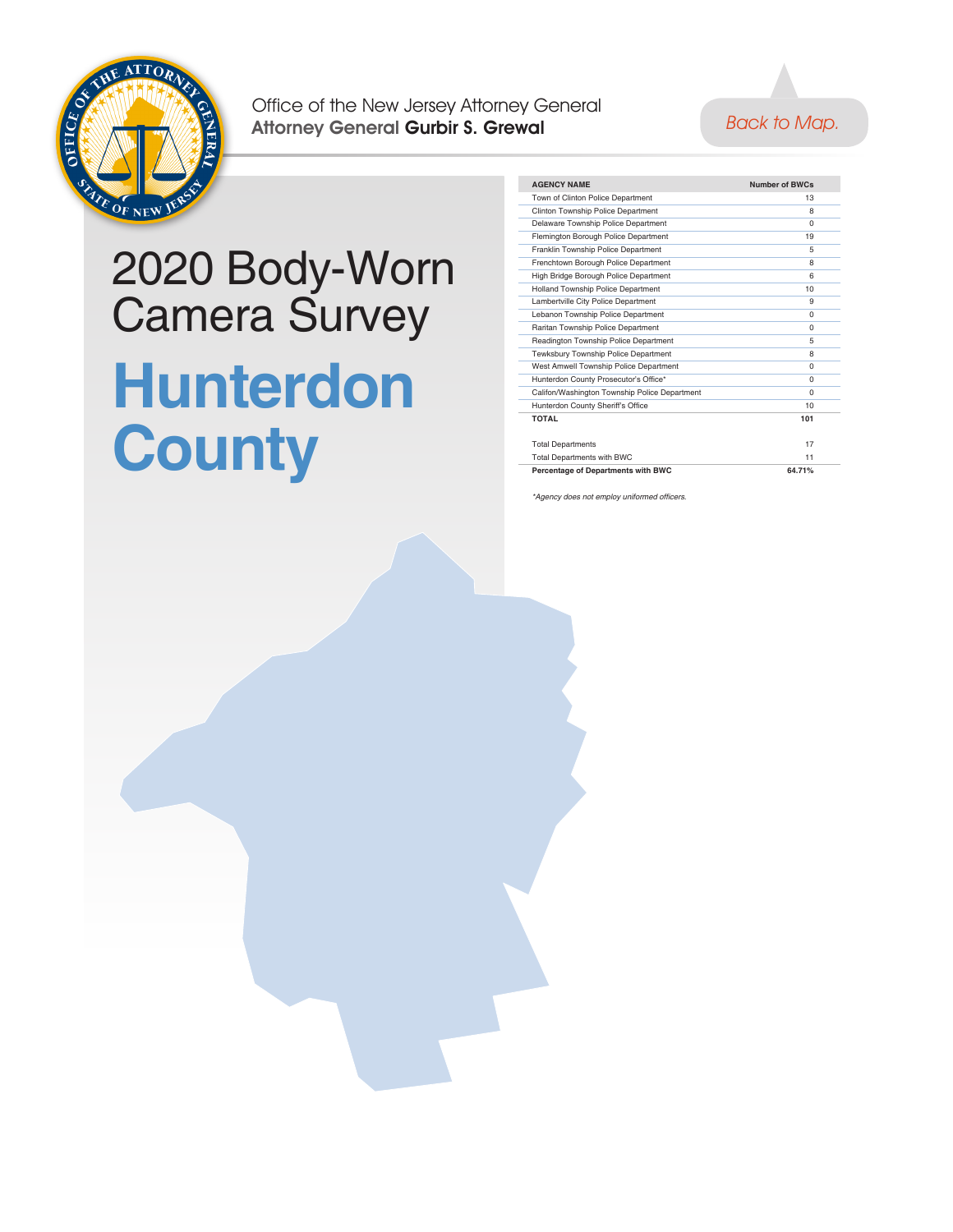Office of the New Jersey Attorney General
**Attorney General Gurbir S. Grewal**

Back to Map.

# 2020 Body-Worn Camera Survey

# Hunterdon County

| AGENCY NAME | Number of BWCs |
|---|---|
| Town of Clinton Police Department | 13 |
| Clinton Township Police Department | 8 |
| Delaware Township Police Department | 0 |
| Flemington Borough Police Department | 19 |
| Franklin Township Police Department | 5 |
| Frenchtown Borough Police Department | 8 |
| High Bridge Borough Police Department | 6 |
| Holland Township Police Department | 10 |
| Lambertville City Police Department | 9 |
| Lebanon Township Police Department | 0 |
| Raritan Township Police Department | 0 |
| Readington Township Police Department | 5 |
| Tewksbury Township Police Department | 8 |
| West Amwell Township Police Department | 0 |
| Hunterdon County Prosecutor's Office* | 0 |
| Califon/Washington Township Police Department | 0 |
| Hunterdon County Sheriff's Office | 10 |
| **TOTAL** | **101** |
| | |
| Total Departments | 17 |
| Total Departments with BWC | 11 |
| **Percentage of Departments with BWC** | **64.71%** |

*Agency does not employ uniformed officers.*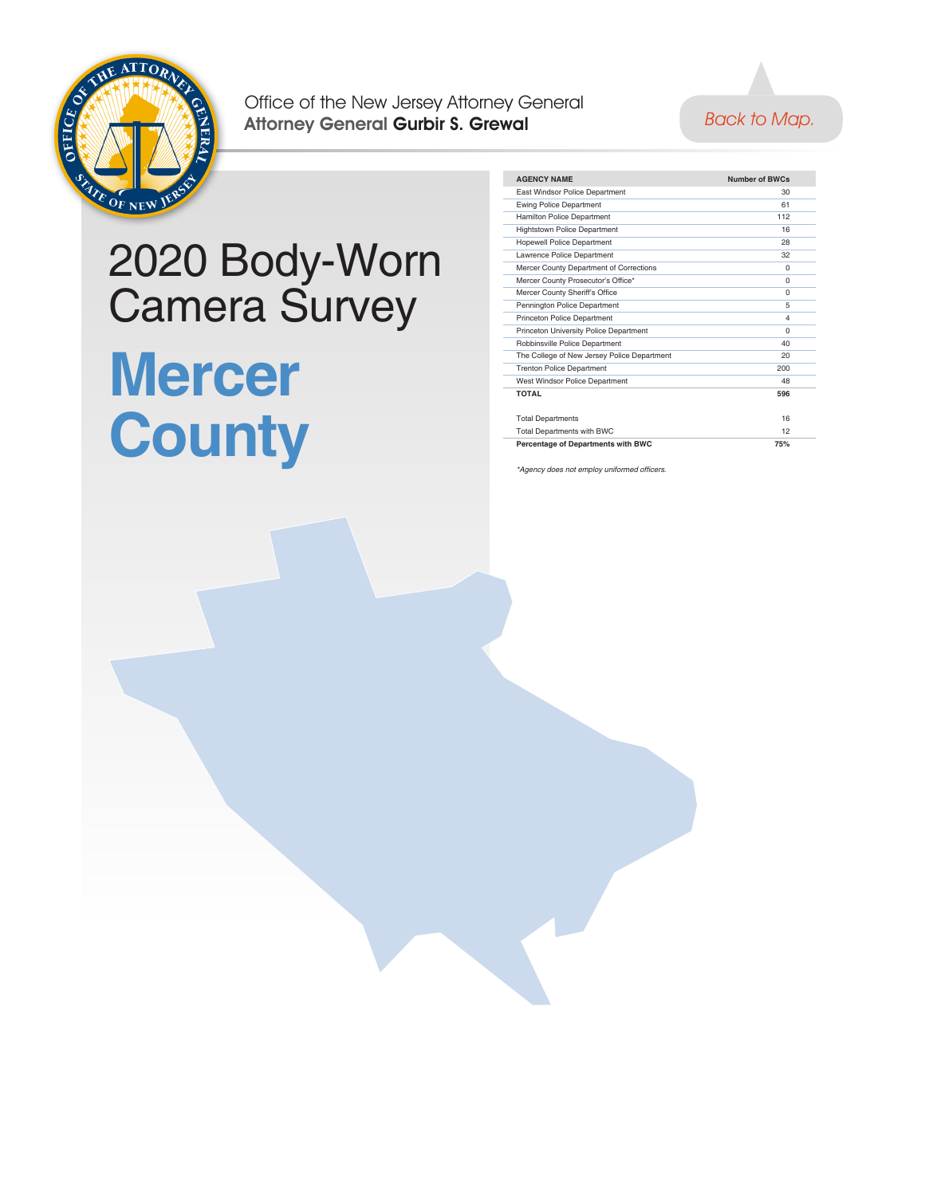Office of the New Jersey Attorney General
**Attorney General Gurbir S. Grewal**

Back to Map.

# 2020 Body-Worn Camera Survey

# Mercer County

| AGENCY NAME | Number of BWCs |
|---|---|
| East Windsor Police Department | 30 |
| Ewing Police Department | 61 |
| Hamilton Police Department | 112 |
| Hightstown Police Department | 16 |
| Hopewell Police Department | 28 |
| Lawrence Police Department | 32 |
| Mercer County Department of Corrections | 0 |
| Mercer County Prosecutor's Office* | 0 |
| Mercer County Sheriff's Office | 0 |
| Pennington Police Department | 5 |
| Princeton Police Department | 4 |
| Princeton University Police Department | 0 |
| Robbinsville Police Department | 40 |
| The College of New Jersey Police Department | 20 |
| Trenton Police Department | 200 |
| West Windsor Police Department | 48 |
| **TOTAL** | **596** |

| | |
|---|---|
| Total Departments | 16 |
| Total Departments with BWC | 12 |
| **Percentage of Departments with BWC** | **75%** |

*\*Agency does not employ uniformed officers.*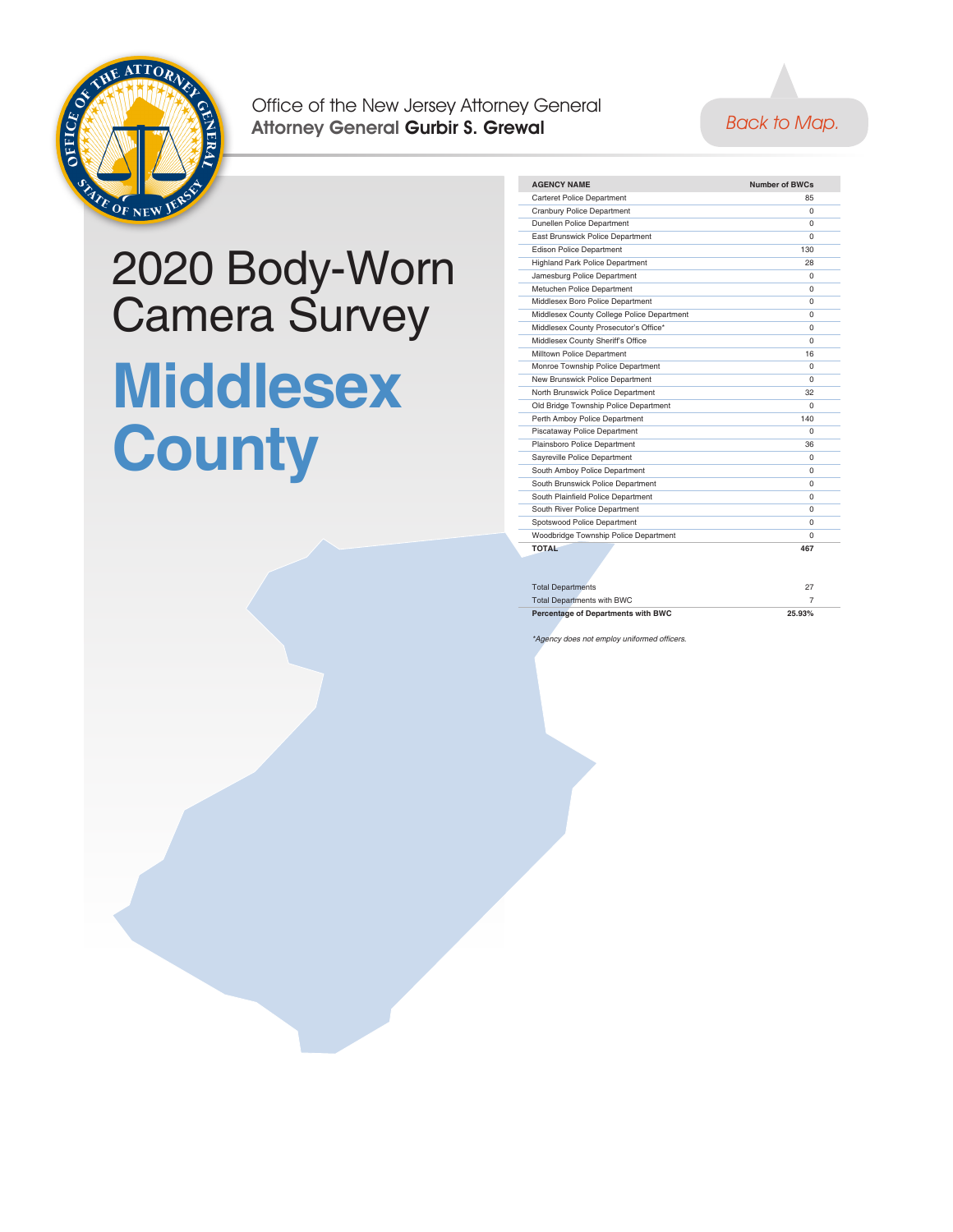Office of the New Jersey Attorney General
**Attorney General Gurbir S. Grewal**

Back to Map.

# 2020 Body-Worn Camera Survey

# Middlesex County

| AGENCY NAME | Number of BWCs |
|---|---|
| Carteret Police Department | 85 |
| Cranbury Police Department | 0 |
| Dunellen Police Department | 0 |
| East Brunswick Police Department | 0 |
| Edison Police Department | 130 |
| Highland Park Police Department | 28 |
| Jamesburg Police Department | 0 |
| Metuchen Police Department | 0 |
| Middlesex Boro Police Department | 0 |
| Middlesex County College Police Department | 0 |
| Middlesex County Prosecutor's Office* | 0 |
| Middlesex County Sheriff's Office | 0 |
| Milltown Police Department | 16 |
| Monroe Township Police Department | 0 |
| New Brunswick Police Department | 0 |
| North Brunswick Police Department | 32 |
| Old Bridge Township Police Department | 0 |
| Perth Amboy Police Department | 140 |
| Piscataway Police Department | 0 |
| Plainsboro Police Department | 36 |
| Sayreville Police Department | 0 |
| South Amboy Police Department | 0 |
| South Brunswick Police Department | 0 |
| South Plainfield Police Department | 0 |
| South River Police Department | 0 |
| Spotswood Police Department | 0 |
| Woodbridge Township Police Department | 0 |
| **TOTAL** | **467** |

| | |
|---|---|
| Total Departments | 27 |
| Total Departments with BWC | 7 |
| **Percentage of Departments with BWC** | **25.93%** |

*\*Agency does not employ uniformed officers.*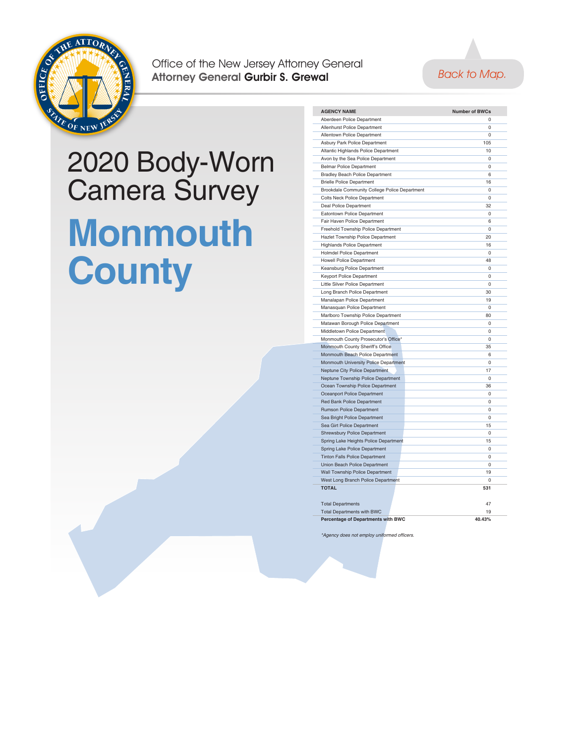Office of the New Jersey Attorney General
**Attorney General Gurbir S. Grewal**

Back to Map.

# 2020 Body-Worn Camera Survey

# Monmouth County

| AGENCY NAME | Number of BWCs |
|---|---|
| Aberdeen Police Department | 0 |
| Allenhurst Police Department | 0 |
| Allentown Police Department | 0 |
| Asbury Park Police Department | 105 |
| Altantic Highlands Police Department | 10 |
| Avon by the Sea Police Department | 0 |
| Belmar Police Department | 0 |
| Bradley Beach Police Department | 6 |
| Brielle Police Department | 16 |
| Brookdale Community College Police Department | 0 |
| Colts Neck Police Department | 0 |
| Deal Police Department | 32 |
| Eatontown Police Department | 0 |
| Fair Haven Police Department | 6 |
| Freehold Township Police Department | 0 |
| Hazlet Township Police Department | 20 |
| Highlands Police Department | 16 |
| Holmdel Police Department | 0 |
| Howell Police Department | 48 |
| Keansburg Police Department | 0 |
| Keyport Police Department | 0 |
| Little Silver Police Department | 0 |
| Long Branch Police Department | 30 |
| Manalapan Police Department | 19 |
| Manasquan Police Department | 0 |
| Marlboro Township Police Department | 80 |
| Matawan Borough Police Department | 0 |
| Middletown Police Department | 0 |
| Monmouth County Prosecutor's Office* | 0 |
| Monmouth County Sheriff's Office | 35 |
| Monmouth Beach Police Department | 6 |
| Monmouth University Police Department | 0 |
| Neptune City Police Department | 17 |
| Neptune Township Police Department | 0 |
| Ocean Township Police Department | 36 |
| Oceanport Police Department | 0 |
| Red Bank Police Department | 0 |
| Rumson Police Department | 0 |
| Sea Bright Police Department | 0 |
| Sea Girt Police Department | 15 |
| Shrewsbury Police Department | 0 |
| Spring Lake Heights Police Department | 15 |
| Spring Lake Police Department | 0 |
| Tinton Falls Police Department | 0 |
| Union Beach Police Department | 0 |
| Wall Township Police Department | 19 |
| West Long Branch Police Department | 0 |
| **TOTAL** | **531** |

| | |
|---|---|
| Total Departments | 47 |
| Total Departments with BWC | 19 |
| **Percentage of Departments with BWC** | **40.43%** |

*\*Agency does not employ uniformed officers.*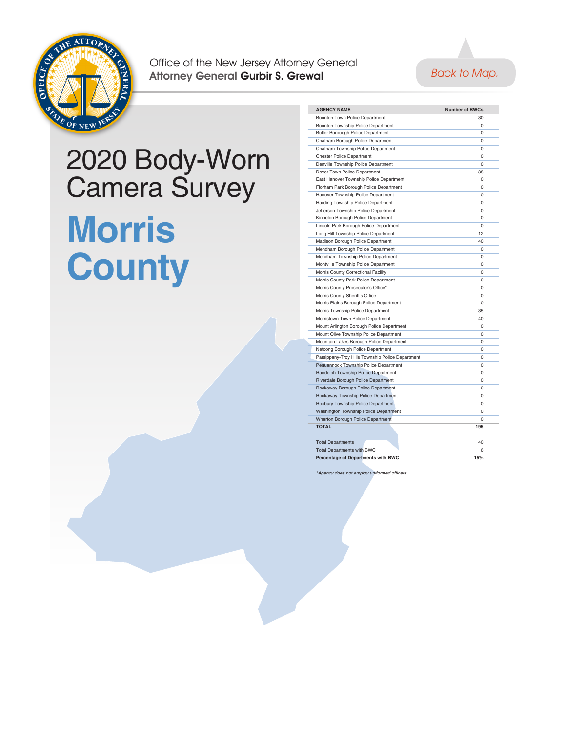Office of the New Jersey Attorney General
**Attorney General Gurbir S. Grewal**

Back to Map.

# 2020 Body-Worn Camera Survey

# Morris County

| AGENCY NAME | Number of BWCs |
|---|---|
| Boonton Town Police Department | 30 |
| Boonton Township Police Department | 0 |
| Butler Borouogh Police Department | 0 |
| Chatham Borough Police Department | 0 |
| Chatham Township Police Department | 0 |
| Chester Police Department | 0 |
| Denville Township Police Department | 0 |
| Dover Town Police Department | 38 |
| East Hanover Township Police Department | 0 |
| Florham Park Borough Police Department | 0 |
| Hanover Township Police Department | 0 |
| Harding Township Police Department | 0 |
| Jefferson Township Police Department | 0 |
| Kinnelon Borough Police Department | 0 |
| Lincoln Park Borough Police Department | 0 |
| Long Hill Township Police Department | 12 |
| Madison Borough Police Department | 40 |
| Mendham Borough Police Department | 0 |
| Mendham Township Police Department | 0 |
| Montville Township Police Department | 0 |
| Morris County Correctional Facility | 0 |
| Morris County Park Police Department | 0 |
| Morris County Prosecutor's Office* | 0 |
| Morris County Sheriff's Office | 0 |
| Morris Plains Borough Police Department | 0 |
| Morris Township Police Department | 35 |
| Morristown Town Police Department | 40 |
| Mount Arlington Borough Police Department | 0 |
| Mount Olive Township Police Department | 0 |
| Mountain Lakes Borough Police Department | 0 |
| Netcong Borough Police Department | 0 |
| Parsippany-Troy Hills Township Police Department | 0 |
| Pequannock Township Police Department | 0 |
| Randolph Township Police Department | 0 |
| Riverdale Borough Police Department | 0 |
| Rockaway Borough Police Department | 0 |
| Rockaway Township Police Department | 0 |
| Roxbury Township Police Department | 0 |
| Washington Township Police Department | 0 |
| Wharton Borough Police Department | 0 |
| **TOTAL** | **195** |
| | |
| Total Departments | 40 |
| Total Departments with BWC | 6 |
| **Percentage of Departments with BWC** | **15%** |

*Agency does not employ uniformed officers.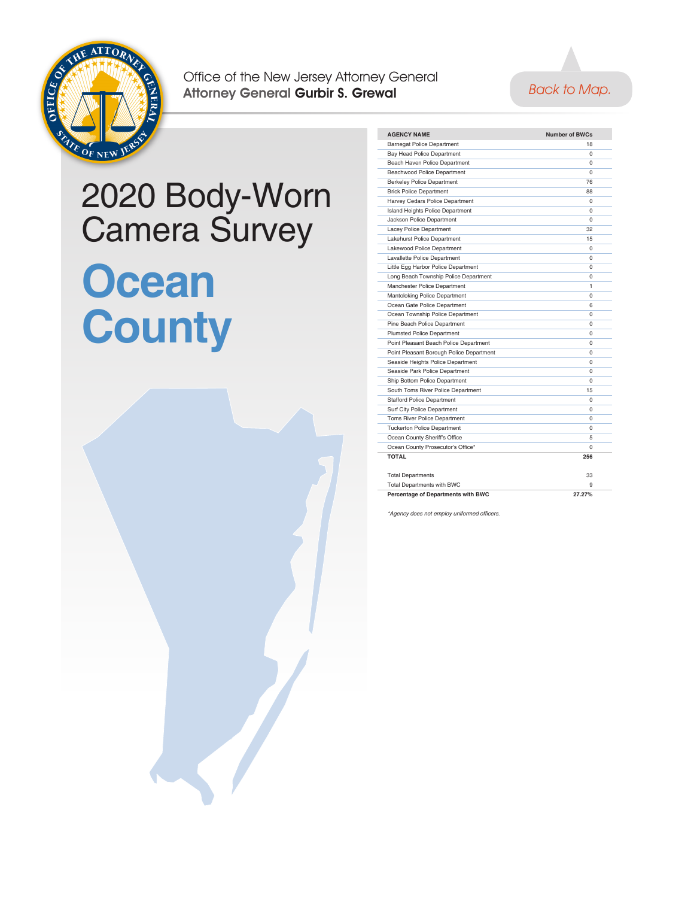Office of the New Jersey Attorney General
**Attorney General Gurbir S. Grewal**

Back to Map.

# 2020 Body-Worn Camera Survey

# Ocean County

| AGENCY NAME | Number of BWCs |
|---|---|
| Barnegat Police Department | 18 |
| Bay Head Police Department | 0 |
| Beach Haven Police Department | 0 |
| Beachwood Police Department | 0 |
| Berkeley Police Department | 76 |
| Brick Police Department | 88 |
| Harvey Cedars Police Department | 0 |
| Island Heights Police Department | 0 |
| Jackson Police Department | 0 |
| Lacey Police Department | 32 |
| Lakehurst Police Department | 15 |
| Lakewood Police Department | 0 |
| Lavallette Police Department | 0 |
| Little Egg Harbor Police Department | 0 |
| Long Beach Township Police Department | 0 |
| Manchester Police Department | 1 |
| Mantoloking Police Department | 0 |
| Ocean Gate Police Department | 6 |
| Ocean Township Police Department | 0 |
| Pine Beach Police Department | 0 |
| Plumsted Police Department | 0 |
| Point Pleasant Beach Police Department | 0 |
| Point Pleasant Borough Police Department | 0 |
| Seaside Heights Police Department | 0 |
| Seaside Park Police Department | 0 |
| Ship Bottom Police Department | 0 |
| South Toms River Police Department | 15 |
| Stafford Police Department | 0 |
| Surf City Police Department | 0 |
| Toms River Police Department | 0 |
| Tuckerton Police Department | 0 |
| Ocean County Sheriff's Office | 5 |
| Ocean County Prosecutor's Office* | 0 |
| **TOTAL** | **256** |
| | |
| Total Departments | 33 |
| Total Departments with BWC | 9 |
| **Percentage of Departments with BWC** | **27.27%** |

*\*Agency does not employ uniformed officers.*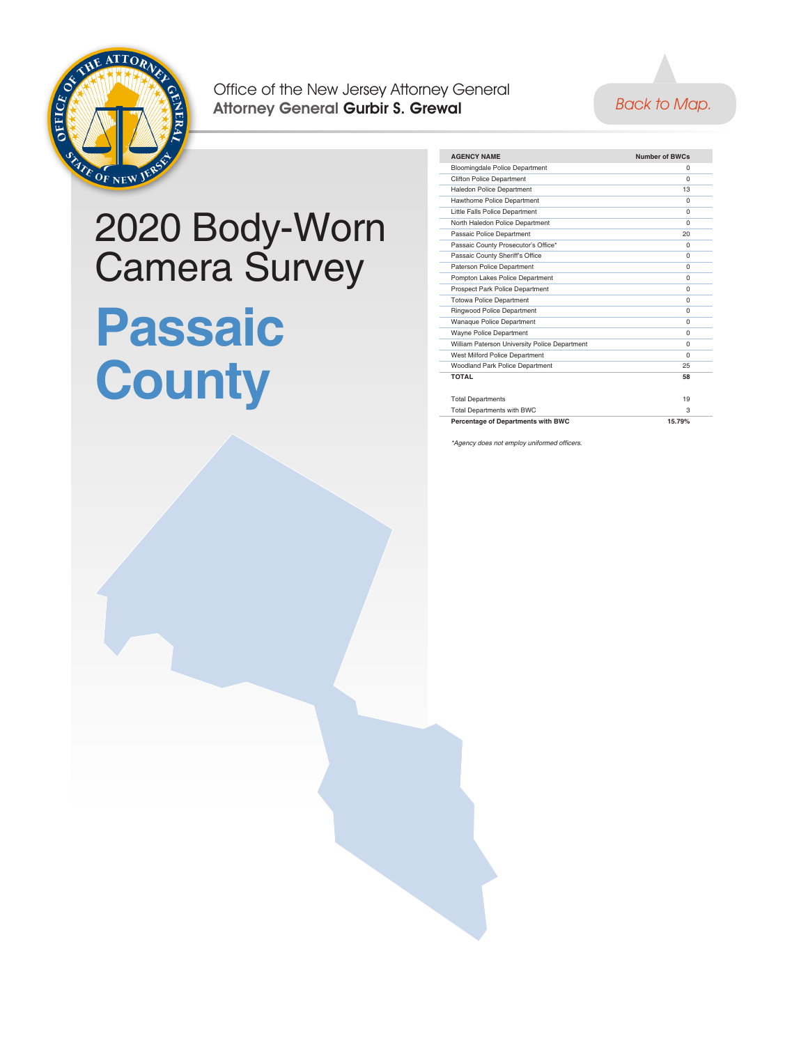Office of the New Jersey Attorney General
**Attorney General Gurbir S. Grewal**

Back to Map.

# 2020 Body-Worn Camera Survey

# Passaic County

| AGENCY NAME | Number of BWCs |
|---|---|
| Bloomingdale Police Department | 0 |
| Clifton Police Department | 0 |
| Haledon Police Department | 13 |
| Hawthorne Police Department | 0 |
| Little Falls Police Department | 0 |
| North Haledon Police Department | 0 |
| Passaic Police Department | 20 |
| Passaic County Prosecutor's Office* | 0 |
| Passaic County Sheriff's Office | 0 |
| Paterson Police Department | 0 |
| Pompton Lakes Police Department | 0 |
| Prospect Park Police Department | 0 |
| Totowa Police Department | 0 |
| Ringwood Police Department | 0 |
| Wanaque Police Department | 0 |
| Wayne Police Department | 0 |
| William Paterson University Police Department | 0 |
| West Milford Police Department | 0 |
| Woodland Park Police Department | 25 |
| **TOTAL** | **58** |
| | |
| Total Departments | 19 |
| Total Departments with BWC | 3 |
| **Percentage of Departments with BWC** | **15.79%** |

*\*Agency does not employ uniformed officers.*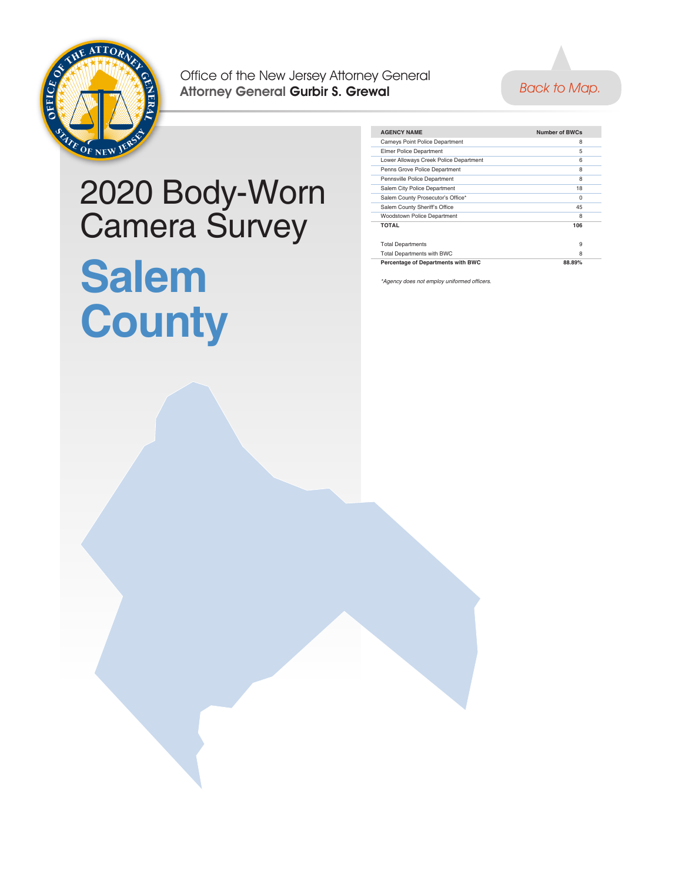Office of the New Jersey Attorney General
**Attorney General Gurbir S. Grewal**

Back to Map.

# 2020 Body-Worn Camera Survey

# Salem County

| AGENCY NAME | Number of BWCs |
|---|---|
| Carneys Point Police Department | 8 |
| Elmer Police Department | 5 |
| Lower Alloways Creek Police Department | 6 |
| Penns Grove Police Department | 8 |
| Pennsville Police Department | 8 |
| Salem City Police Department | 18 |
| Salem County Prosecutor's Office* | 0 |
| Salem County Sheriff's Office | 45 |
| Woodstown Police Department | 8 |
| **TOTAL** | **106** |
| | |
| Total Departments | 9 |
| Total Departments with BWC | 8 |
| **Percentage of Departments with BWC** | **88.89%** |

*\*Agency does not employ uniformed officers.*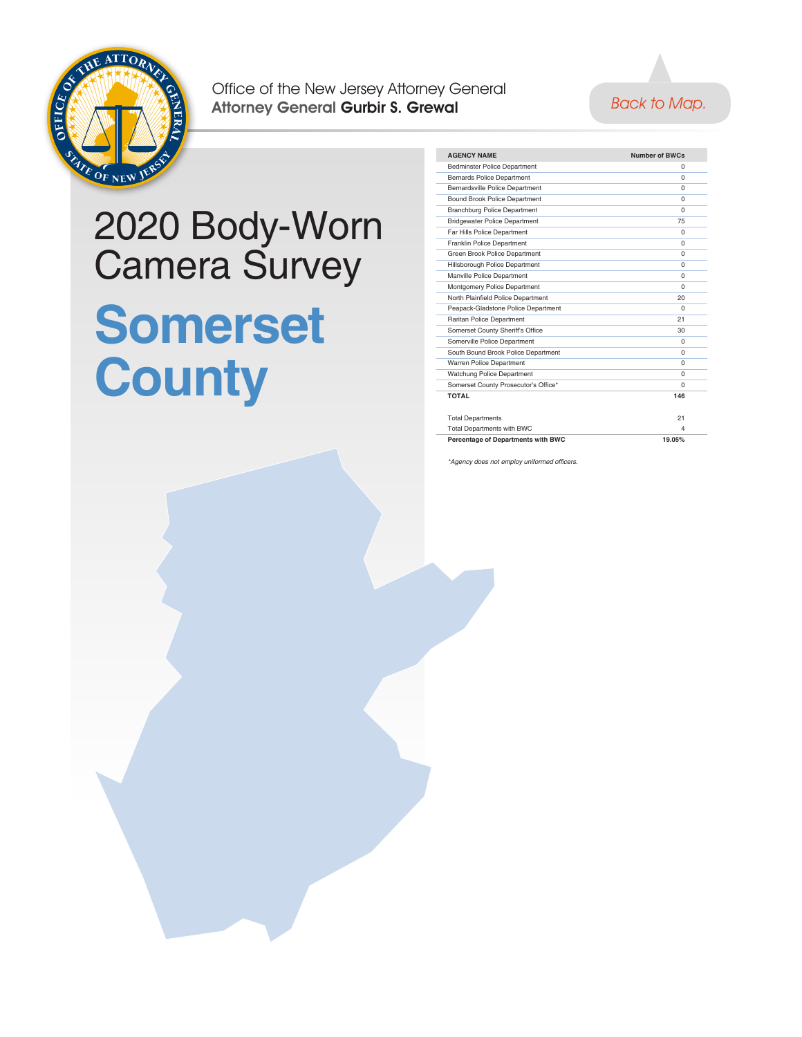Office of the New Jersey Attorney General
**Attorney General Gurbir S. Grewal**

Back to Map.

# 2020 Body-Worn Camera Survey

# Somerset County

| AGENCY NAME | Number of BWCs |
|---|---|
| Bedminster Police Department | 0 |
| Bernards Police Department | 0 |
| Bernardsville Police Department | 0 |
| Bound Brook Police Department | 0 |
| Branchburg Police Department | 0 |
| Bridgewater Police Department | 75 |
| Far Hills Police Department | 0 |
| Franklin Police Department | 0 |
| Green Brook Police Department | 0 |
| Hillsborough Police Department | 0 |
| Manville Police Department | 0 |
| Montgomery Police Department | 0 |
| North Plainfield Police Department | 20 |
| Peapack-Gladstone Police Department | 0 |
| Raritan Police Department | 21 |
| Somerset County Sheriff's Office | 30 |
| Somerville Police Department | 0 |
| South Bound Brook Police Department | 0 |
| Warren Police Department | 0 |
| Watchung Police Department | 0 |
| Somerset County Prosecutor's Office* | 0 |
| **TOTAL** | **146** |

| | |
|---|---|
| Total Departments | 21 |
| Total Departments with BWC | 4 |
| **Percentage of Departments with BWC** | **19.05%** |

*\*Agency does not employ uniformed officers.*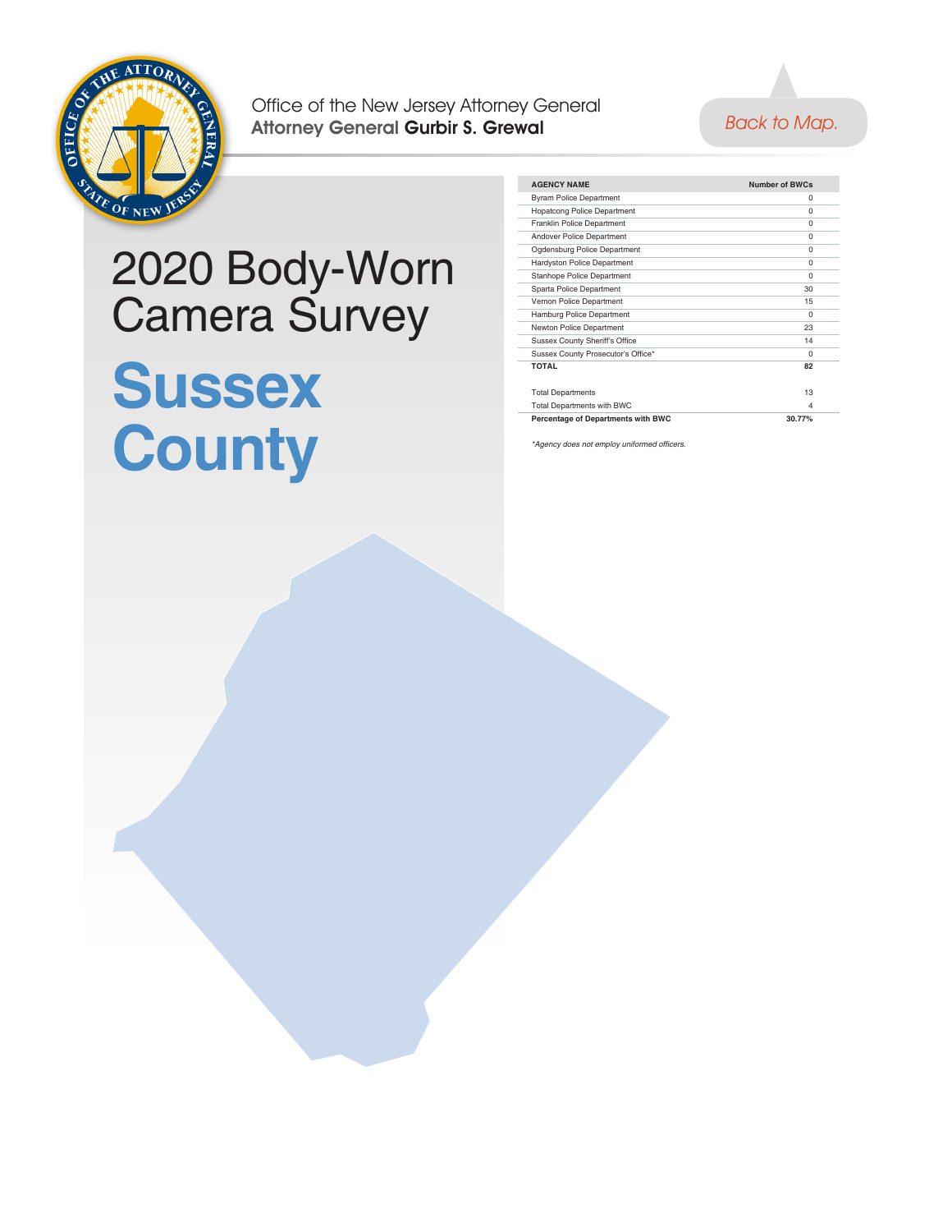Office of the New Jersey Attorney General
**Attorney General Gurbir S. Grewal**

Back to Map.

# 2020 Body-Worn Camera Survey

# Sussex County

| AGENCY NAME | Number of BWCs |
|---|---|
| Byram Police Department | 0 |
| Hopatcong Police Department | 0 |
| Franklin Police Department | 0 |
| Andover Police Department | 0 |
| Ogdensburg Police Department | 0 |
| Hardyston Police Department | 0 |
| Stanhope Police Department | 0 |
| Sparta Police Department | 30 |
| Vernon Police Department | 15 |
| Hamburg Police Department | 0 |
| Newton Police Department | 23 |
| Sussex County Sheriff's Office | 14 |
| Sussex County Prosecutor's Office* | 0 |
| **TOTAL** | **82** |
| | |
| Total Departments | 13 |
| Total Departments with BWC | 4 |
| **Percentage of Departments with BWC** | **30.77%** |

*\*Agency does not employ uniformed officers.*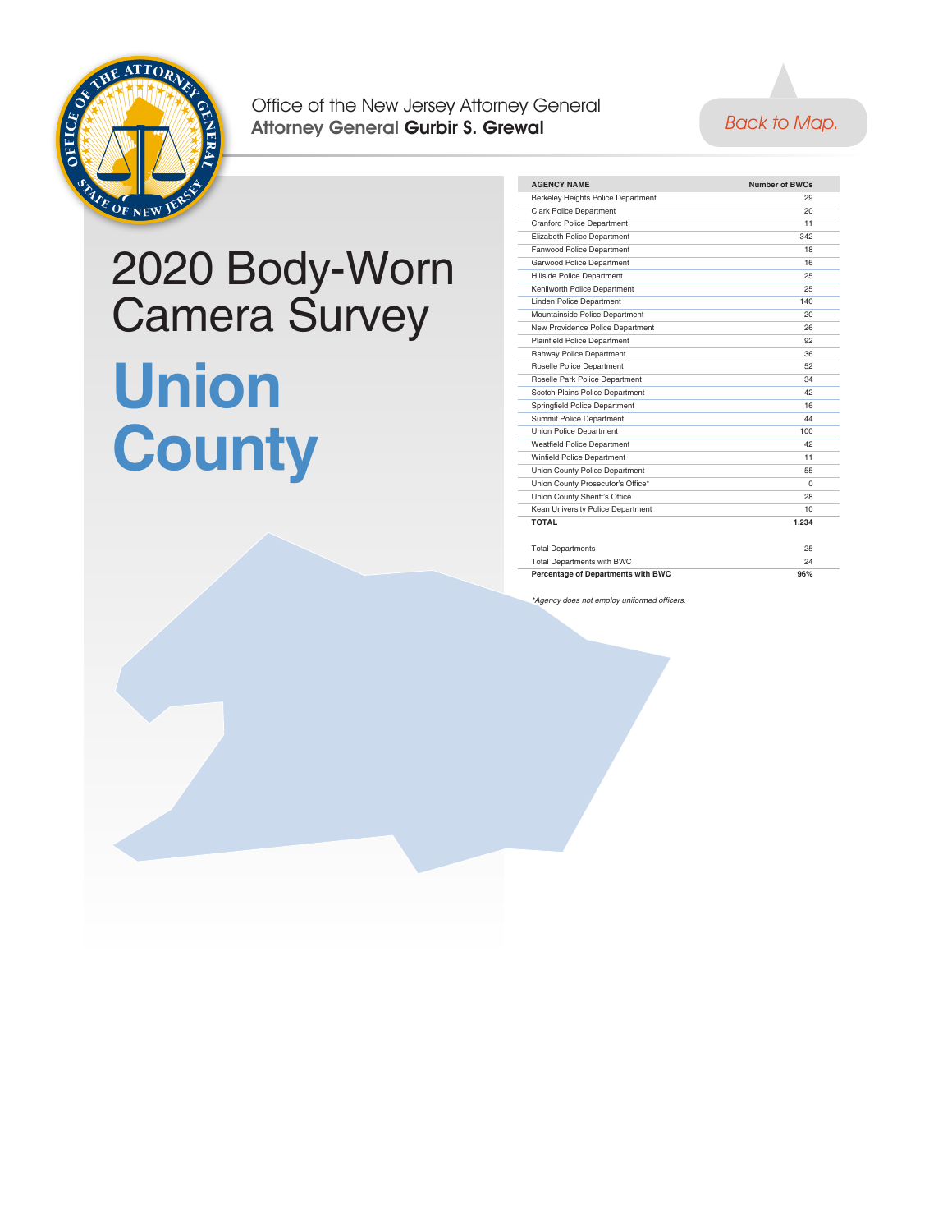Office of the New Jersey Attorney General
**Attorney General Gurbir S. Grewal**

Back to Map.

# 2020 Body-Worn Camera Survey

# Union County

| AGENCY NAME | Number of BWCs |
|---|---|
| Berkeley Heights Police Department | 29 |
| Clark Police Department | 20 |
| Cranford Police Department | 11 |
| Elizabeth Police Department | 342 |
| Fanwood Police Department | 18 |
| Garwood Police Department | 16 |
| Hillside Police Department | 25 |
| Kenilworth Police Department | 25 |
| Linden Police Department | 140 |
| Mountainside Police Department | 20 |
| New Providence Police Department | 26 |
| Plainfield Police Department | 92 |
| Rahway Police Department | 36 |
| Roselle Police Department | 52 |
| Roselle Park Police Department | 34 |
| Scotch Plains Police Department | 42 |
| Springfield Police Department | 16 |
| Summit Police Department | 44 |
| Union Police Department | 100 |
| Westfield Police Department | 42 |
| Winfield Police Department | 11 |
| Union County Police Department | 55 |
| Union County Prosecutor's Office* | 0 |
| Union County Sheriff's Office | 28 |
| Kean University Police Department | 10 |
| **TOTAL** | **1,234** |

| | |
|---|---|
| Total Departments | 25 |
| Total Departments with BWC | 24 |
| **Percentage of Departments with BWC** | **96%** |

*Agency does not employ uniformed officers.*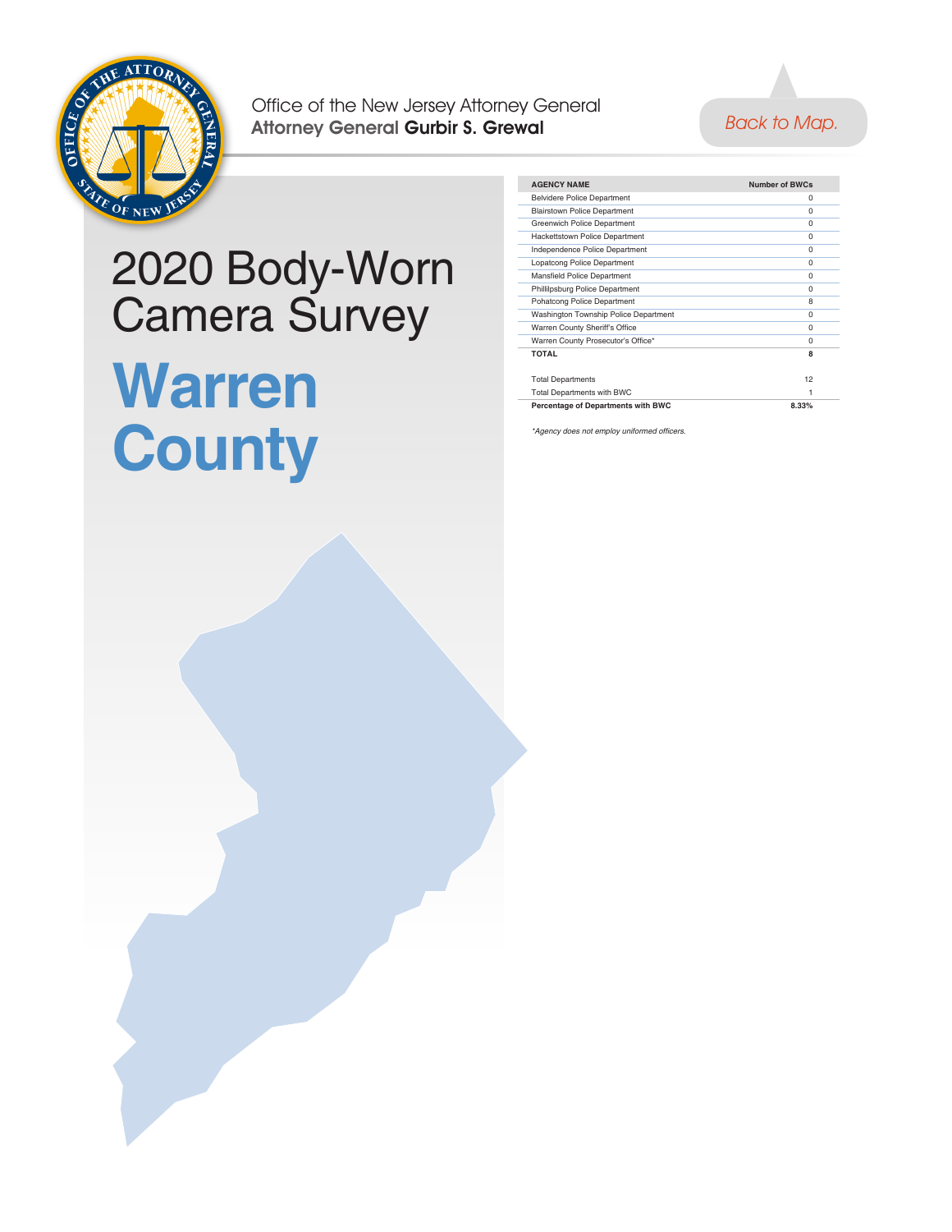Office of the New Jersey Attorney General
**Attorney General Gurbir S. Grewal**

Back to Map.

# 2020 Body-Worn Camera Survey

# Warren County

| AGENCY NAME | Number of BWCs |
|---|---|
| Belvidere Police Department | 0 |
| Blairstown Police Department | 0 |
| Greenwich Police Department | 0 |
| Hackettstown Police Department | 0 |
| Independence Police Department | 0 |
| Lopatcong Police Department | 0 |
| Mansfield Police Department | 0 |
| Phillipsburg Police Department | 0 |
| Pohatcong Police Department | 8 |
| Washington Township Police Department | 0 |
| Warren County Sheriff's Office | 0 |
| Warren County Prosecutor's Office* | 0 |
| **TOTAL** | **8** |
| | |
| Total Departments | 12 |
| Total Departments with BWC | 1 |
| **Percentage of Departments with BWC** | **8.33%** |

*\*Agency does not employ uniformed officers.*